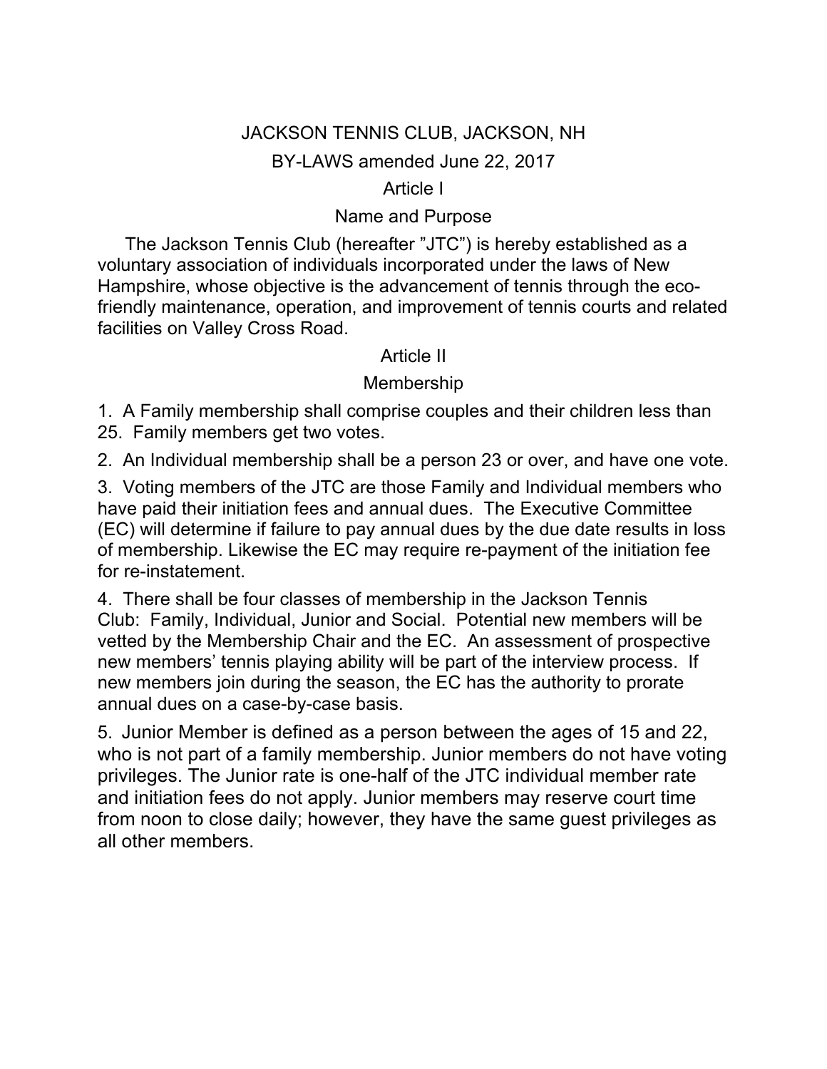# JACKSON TENNIS CLUB, JACKSON, NH

## BY-LAWS amended June 22, 2017

### Article I

### Name and Purpose

The Jackson Tennis Club (hereafter "JTC") is hereby established as a voluntary association of individuals incorporated under the laws of New Hampshire, whose objective is the advancement of tennis through the eco-friendly maintenance, operation, and improvement of tennis courts and related facilities on Valley Cross Road.

### Article II

### Membership

1. A Family membership shall comprise couples and their children less than 25. Family members get two votes.
2. An Individual membership shall be a person 23 or over, and have one vote.
3. Voting members of the JTC are those Family and Individual members who have paid their initiation fees and annual dues. The Executive Committee (EC) will determine if failure to pay annual dues by the due date results in loss of membership. Likewise the EC may require re-payment of the initiation fee for re-instatement.
4. There shall be four classes of membership in the Jackson Tennis Club: Family, Individual, Junior and Social. Potential new members will be vetted by the Membership Chair and the EC. An assessment of prospective new members' tennis playing ability will be part of the interview process. If new members join during the season, the EC has the authority to prorate annual dues on a case-by-case basis.
5. Junior Member is defined as a person between the ages of 15 and 22, who is not part of a family membership. Junior members do not have voting privileges. The Junior rate is one-half of the JTC individual member rate and initiation fees do not apply. Junior members may reserve court time from noon to close daily; however, they have the same guest privileges as all other members.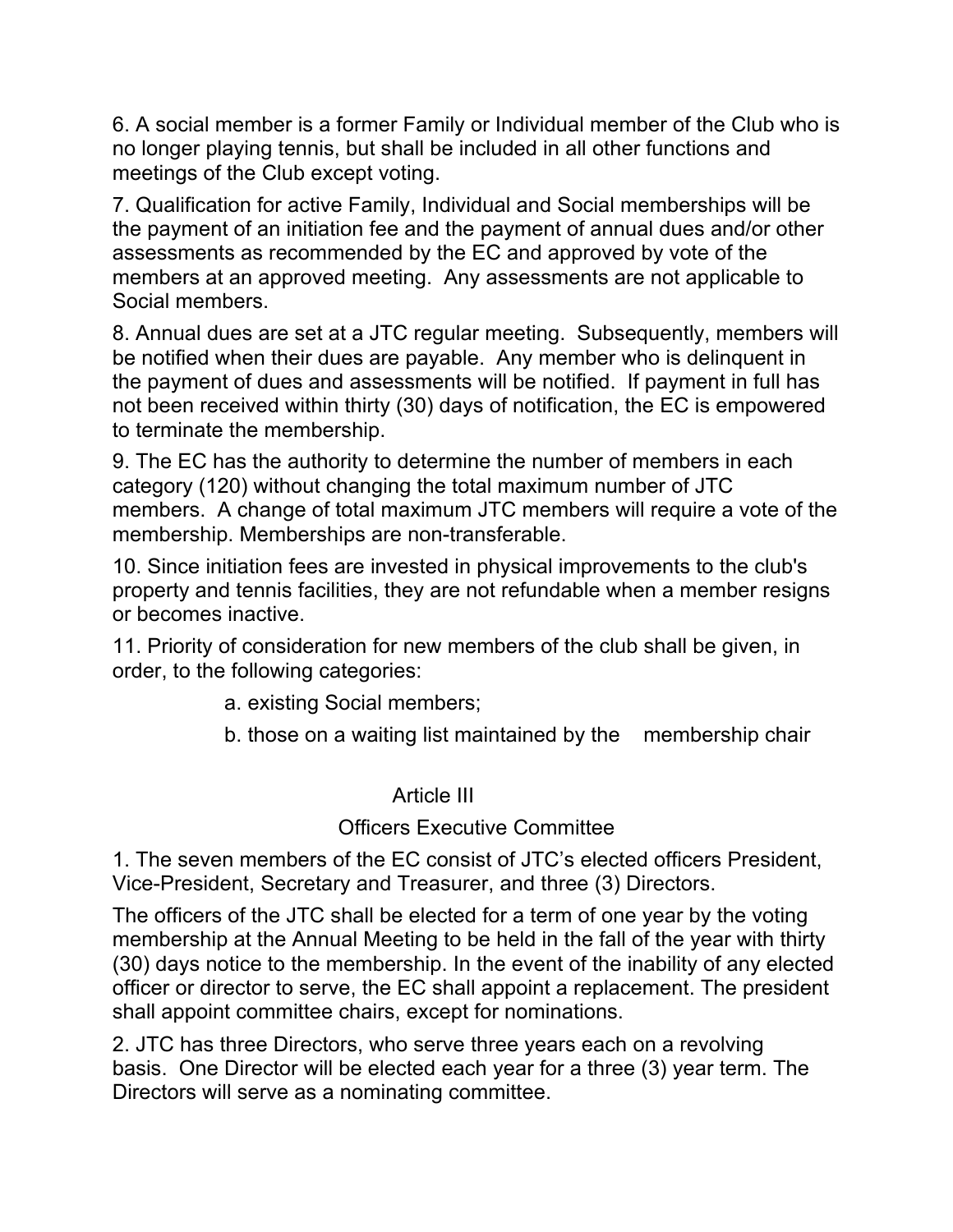6. A social member is a former Family or Individual member of the Club who is no longer playing tennis, but shall be included in all other functions and meetings of the Club except voting.

7. Qualification for active Family, Individual and Social memberships will be the payment of an initiation fee and the payment of annual dues and/or other assessments as recommended by the EC and approved by vote of the members at an approved meeting. Any assessments are not applicable to Social members.

8. Annual dues are set at a JTC regular meeting. Subsequently, members will be notified when their dues are payable. Any member who is delinquent in the payment of dues and assessments will be notified. If payment in full has not been received within thirty (30) days of notification, the EC is empowered to terminate the membership.

9. The EC has the authority to determine the number of members in each category (120) without changing the total maximum number of JTC members. A change of total maximum JTC members will require a vote of the membership. Memberships are non-transferable.

10. Since initiation fees are invested in physical improvements to the club's property and tennis facilities, they are not refundable when a member resigns or becomes inactive.

11. Priority of consideration for new members of the club shall be given, in order, to the following categories:

a. existing Social members;

b. those on a waiting list maintained by the membership chair

## Article III

### Officers Executive Committee

1. The seven members of the EC consist of JTC's elected officers President, Vice-President, Secretary and Treasurer, and three (3) Directors.

The officers of the JTC shall be elected for a term of one year by the voting membership at the Annual Meeting to be held in the fall of the year with thirty (30) days notice to the membership. In the event of the inability of any elected officer or director to serve, the EC shall appoint a replacement. The president shall appoint committee chairs, except for nominations.

2. JTC has three Directors, who serve three years each on a revolving basis. One Director will be elected each year for a three (3) year term. The Directors will serve as a nominating committee.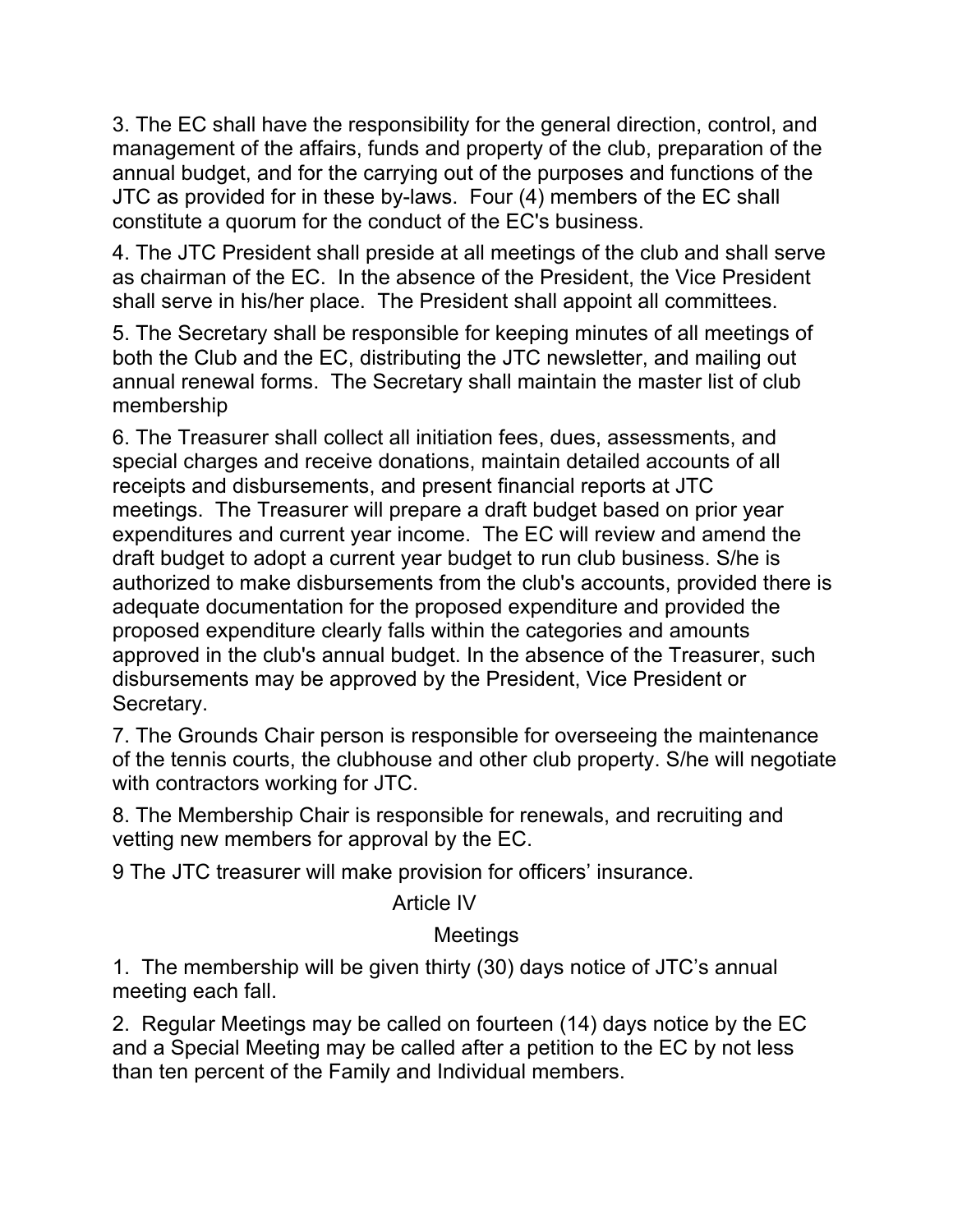3. The EC shall have the responsibility for the general direction, control, and management of the affairs, funds and property of the club, preparation of the annual budget, and for the carrying out of the purposes and functions of the JTC as provided for in these by-laws. Four (4) members of the EC shall constitute a quorum for the conduct of the EC's business.

4. The JTC President shall preside at all meetings of the club and shall serve as chairman of the EC. In the absence of the President, the Vice President shall serve in his/her place. The President shall appoint all committees.

5. The Secretary shall be responsible for keeping minutes of all meetings of both the Club and the EC, distributing the JTC newsletter, and mailing out annual renewal forms. The Secretary shall maintain the master list of club membership

6. The Treasurer shall collect all initiation fees, dues, assessments, and special charges and receive donations, maintain detailed accounts of all receipts and disbursements, and present financial reports at JTC meetings. The Treasurer will prepare a draft budget based on prior year expenditures and current year income. The EC will review and amend the draft budget to adopt a current year budget to run club business. S/he is authorized to make disbursements from the club's accounts, provided there is adequate documentation for the proposed expenditure and provided the proposed expenditure clearly falls within the categories and amounts approved in the club's annual budget. In the absence of the Treasurer, such disbursements may be approved by the President, Vice President or Secretary.

7. The Grounds Chair person is responsible for overseeing the maintenance of the tennis courts, the clubhouse and other club property. S/he will negotiate with contractors working for JTC.

8. The Membership Chair is responsible for renewals, and recruiting and vetting new members for approval by the EC.

9 The JTC treasurer will make provision for officers' insurance.

## Article IV

## Meetings

1. The membership will be given thirty (30) days notice of JTC's annual meeting each fall.

2. Regular Meetings may be called on fourteen (14) days notice by the EC and a Special Meeting may be called after a petition to the EC by not less than ten percent of the Family and Individual members.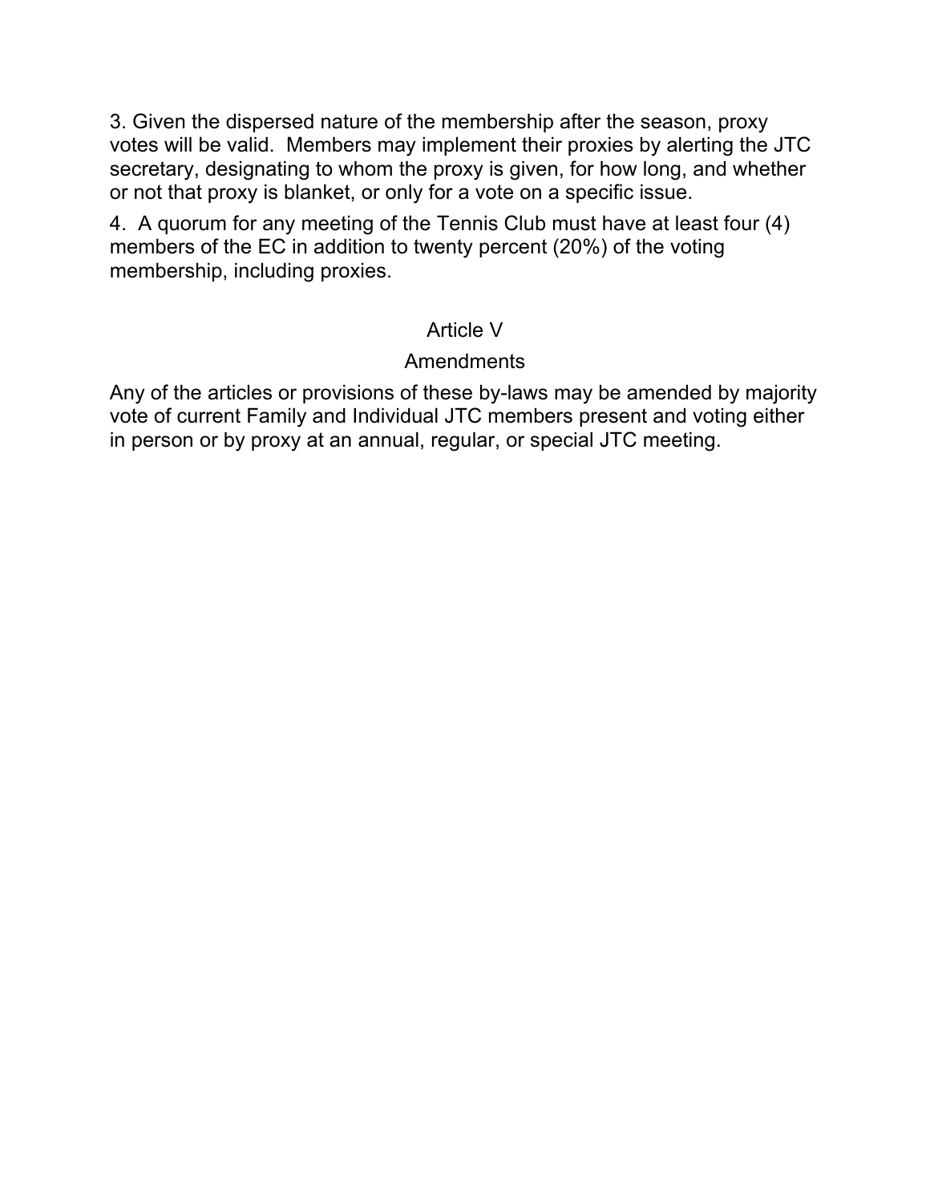3. Given the dispersed nature of the membership after the season, proxy votes will be valid. Members may implement their proxies by alerting the JTC secretary, designating to whom the proxy is given, for how long, and whether or not that proxy is blanket, or only for a vote on a specific issue.

4. A quorum for any meeting of the Tennis Club must have at least four (4) members of the EC in addition to twenty percent (20%) of the voting membership, including proxies.

## Article V

## Amendments

Any of the articles or provisions of these by-laws may be amended by majority vote of current Family and Individual JTC members present and voting either in person or by proxy at an annual, regular, or special JTC meeting.